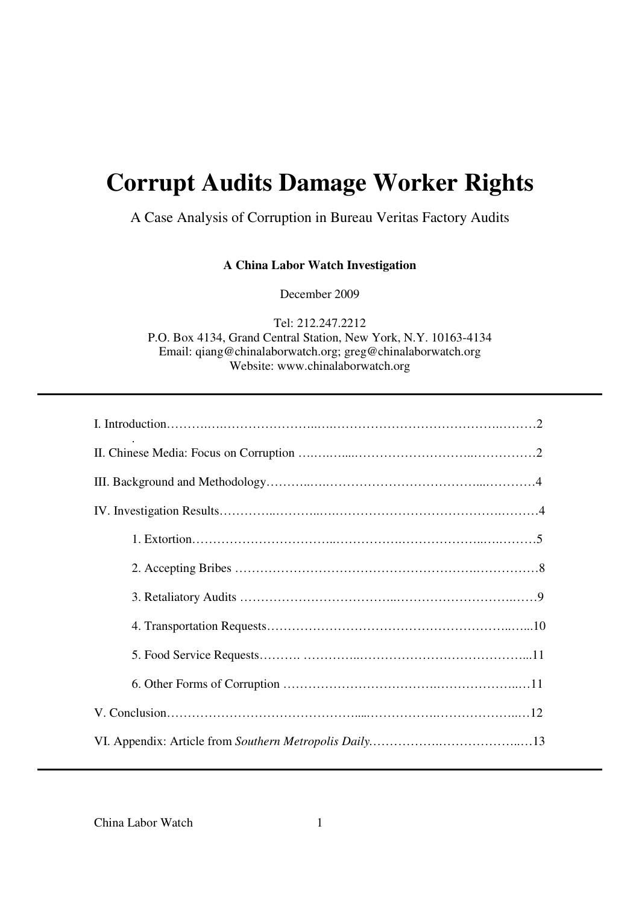# Corrupt Audits Damage Worker Rights

A Case Analysis of Corruption in Bureau Veritas Factory Audits

**A China Labor Watch Investigation**

December 2009

Tel: 212.247.2212
P.O. Box 4134, Grand Central Station, New York, N.Y. 10163-4134
Email: qiang@chinalaborwatch.org; greg@chinalaborwatch.org
Website: www.chinalaborwatch.org

---

I. Introduction……………………………………………………………………………2

II. Chinese Media: Focus on Corruption ……………………………………………2

III. Background and Methodology……………………………………………………4

IV. Investigation Results………………………………………………………………4

- 1. Extortion……………………………………………………………………………5
- 2. Accepting Bribes ……………………………………………………………………8
- 3. Retaliatory Audits ……………………………………………………………………9
- 4. Transportation Requests………………………………………………………………10
- 5. Food Service Requests……………………………………………………………11
- 6. Other Forms of Corruption ……………………………………………………………11

V. Conclusion……………………………………………………………………………12

VI. Appendix: Article from *Southern Metropolis Daily*……………………………13

---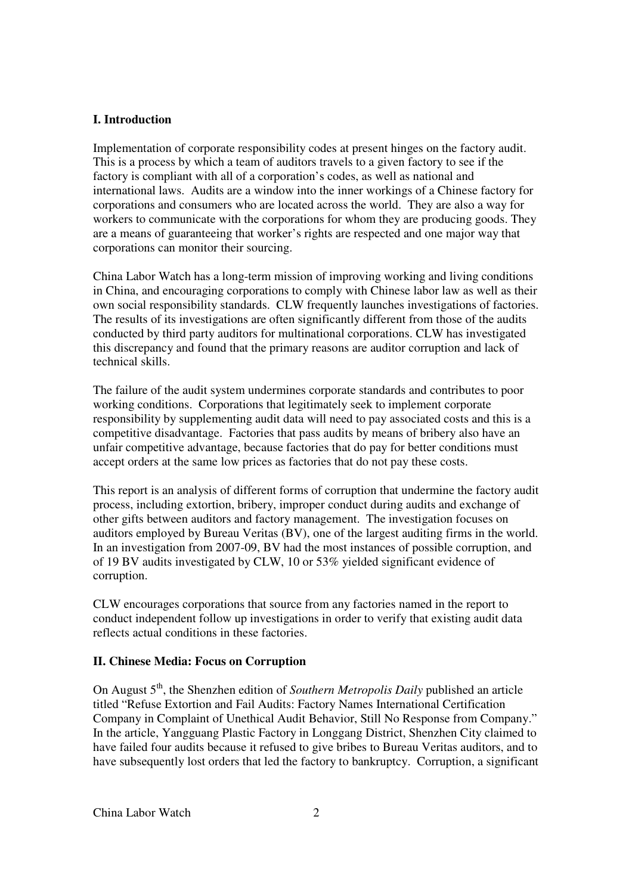## I. Introduction

Implementation of corporate responsibility codes at present hinges on the factory audit. This is a process by which a team of auditors travels to a given factory to see if the factory is compliant with all of a corporation's codes, as well as national and international laws. Audits are a window into the inner workings of a Chinese factory for corporations and consumers who are located across the world. They are also a way for workers to communicate with the corporations for whom they are producing goods. They are a means of guaranteeing that worker's rights are respected and one major way that corporations can monitor their sourcing.

China Labor Watch has a long-term mission of improving working and living conditions in China, and encouraging corporations to comply with Chinese labor law as well as their own social responsibility standards. CLW frequently launches investigations of factories. The results of its investigations are often significantly different from those of the audits conducted by third party auditors for multinational corporations. CLW has investigated this discrepancy and found that the primary reasons are auditor corruption and lack of technical skills.

The failure of the audit system undermines corporate standards and contributes to poor working conditions. Corporations that legitimately seek to implement corporate responsibility by supplementing audit data will need to pay associated costs and this is a competitive disadvantage. Factories that pass audits by means of bribery also have an unfair competitive advantage, because factories that do pay for better conditions must accept orders at the same low prices as factories that do not pay these costs.

This report is an analysis of different forms of corruption that undermine the factory audit process, including extortion, bribery, improper conduct during audits and exchange of other gifts between auditors and factory management. The investigation focuses on auditors employed by Bureau Veritas (BV), one of the largest auditing firms in the world. In an investigation from 2007-09, BV had the most instances of possible corruption, and of 19 BV audits investigated by CLW, 10 or 53% yielded significant evidence of corruption.

CLW encourages corporations that source from any factories named in the report to conduct independent follow up investigations in order to verify that existing audit data reflects actual conditions in these factories.

## II. Chinese Media: Focus on Corruption

On August 5th, the Shenzhen edition of *Southern Metropolis Daily* published an article titled "Refuse Extortion and Fail Audits: Factory Names International Certification Company in Complaint of Unethical Audit Behavior, Still No Response from Company." In the article, Yangguang Plastic Factory in Longgang District, Shenzhen City claimed to have failed four audits because it refused to give bribes to Bureau Veritas auditors, and to have subsequently lost orders that led the factory to bankruptcy. Corruption, a significant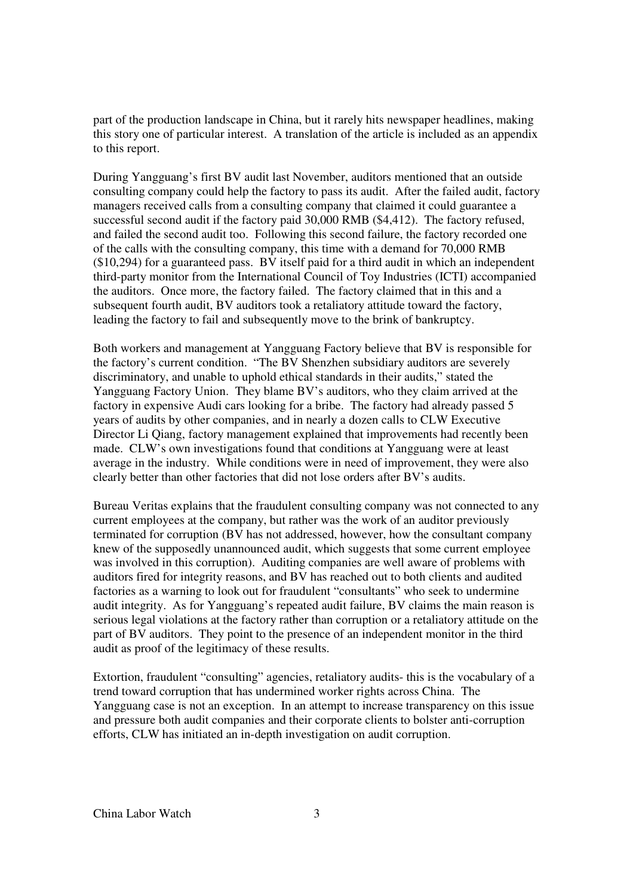part of the production landscape in China, but it rarely hits newspaper headlines, making this story one of particular interest. A translation of the article is included as an appendix to this report.

During Yangguang's first BV audit last November, auditors mentioned that an outside consulting company could help the factory to pass its audit. After the failed audit, factory managers received calls from a consulting company that claimed it could guarantee a successful second audit if the factory paid 30,000 RMB ($4,412). The factory refused, and failed the second audit too. Following this second failure, the factory recorded one of the calls with the consulting company, this time with a demand for 70,000 RMB ($10,294) for a guaranteed pass. BV itself paid for a third audit in which an independent third-party monitor from the International Council of Toy Industries (ICTI) accompanied the auditors. Once more, the factory failed. The factory claimed that in this and a subsequent fourth audit, BV auditors took a retaliatory attitude toward the factory, leading the factory to fail and subsequently move to the brink of bankruptcy.

Both workers and management at Yangguang Factory believe that BV is responsible for the factory's current condition. "The BV Shenzhen subsidiary auditors are severely discriminatory, and unable to uphold ethical standards in their audits," stated the Yangguang Factory Union. They blame BV's auditors, who they claim arrived at the factory in expensive Audi cars looking for a bribe. The factory had already passed 5 years of audits by other companies, and in nearly a dozen calls to CLW Executive Director Li Qiang, factory management explained that improvements had recently been made. CLW's own investigations found that conditions at Yangguang were at least average in the industry. While conditions were in need of improvement, they were also clearly better than other factories that did not lose orders after BV's audits.

Bureau Veritas explains that the fraudulent consulting company was not connected to any current employees at the company, but rather was the work of an auditor previously terminated for corruption (BV has not addressed, however, how the consultant company knew of the supposedly unannounced audit, which suggests that some current employee was involved in this corruption). Auditing companies are well aware of problems with auditors fired for integrity reasons, and BV has reached out to both clients and audited factories as a warning to look out for fraudulent "consultants" who seek to undermine audit integrity. As for Yangguang's repeated audit failure, BV claims the main reason is serious legal violations at the factory rather than corruption or a retaliatory attitude on the part of BV auditors. They point to the presence of an independent monitor in the third audit as proof of the legitimacy of these results.

Extortion, fraudulent "consulting" agencies, retaliatory audits- this is the vocabulary of a trend toward corruption that has undermined worker rights across China. The Yangguang case is not an exception. In an attempt to increase transparency on this issue and pressure both audit companies and their corporate clients to bolster anti-corruption efforts, CLW has initiated an in-depth investigation on audit corruption.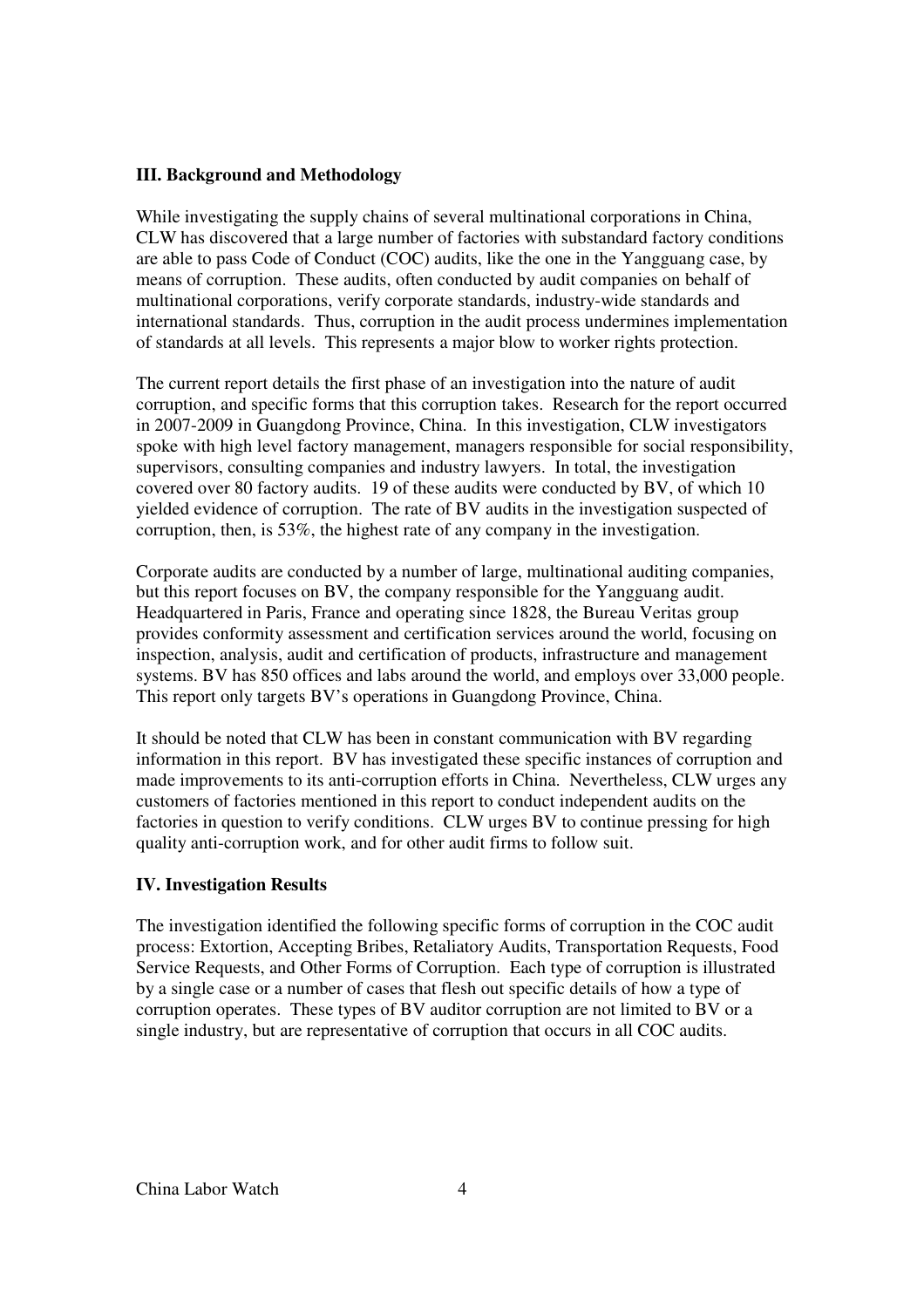### III. Background and Methodology

While investigating the supply chains of several multinational corporations in China, CLW has discovered that a large number of factories with substandard factory conditions are able to pass Code of Conduct (COC) audits, like the one in the Yangguang case, by means of corruption. These audits, often conducted by audit companies on behalf of multinational corporations, verify corporate standards, industry-wide standards and international standards. Thus, corruption in the audit process undermines implementation of standards at all levels. This represents a major blow to worker rights protection.

The current report details the first phase of an investigation into the nature of audit corruption, and specific forms that this corruption takes. Research for the report occurred in 2007-2009 in Guangdong Province, China. In this investigation, CLW investigators spoke with high level factory management, managers responsible for social responsibility, supervisors, consulting companies and industry lawyers. In total, the investigation covered over 80 factory audits. 19 of these audits were conducted by BV, of which 10 yielded evidence of corruption. The rate of BV audits in the investigation suspected of corruption, then, is 53%, the highest rate of any company in the investigation.

Corporate audits are conducted by a number of large, multinational auditing companies, but this report focuses on BV, the company responsible for the Yangguang audit. Headquartered in Paris, France and operating since 1828, the Bureau Veritas group provides conformity assessment and certification services around the world, focusing on inspection, analysis, audit and certification of products, infrastructure and management systems. BV has 850 offices and labs around the world, and employs over 33,000 people. This report only targets BV's operations in Guangdong Province, China.

It should be noted that CLW has been in constant communication with BV regarding information in this report. BV has investigated these specific instances of corruption and made improvements to its anti-corruption efforts in China. Nevertheless, CLW urges any customers of factories mentioned in this report to conduct independent audits on the factories in question to verify conditions. CLW urges BV to continue pressing for high quality anti-corruption work, and for other audit firms to follow suit.

### IV. Investigation Results

The investigation identified the following specific forms of corruption in the COC audit process: Extortion, Accepting Bribes, Retaliatory Audits, Transportation Requests, Food Service Requests, and Other Forms of Corruption. Each type of corruption is illustrated by a single case or a number of cases that flesh out specific details of how a type of corruption operates. These types of BV auditor corruption are not limited to BV or a single industry, but are representative of corruption that occurs in all COC audits.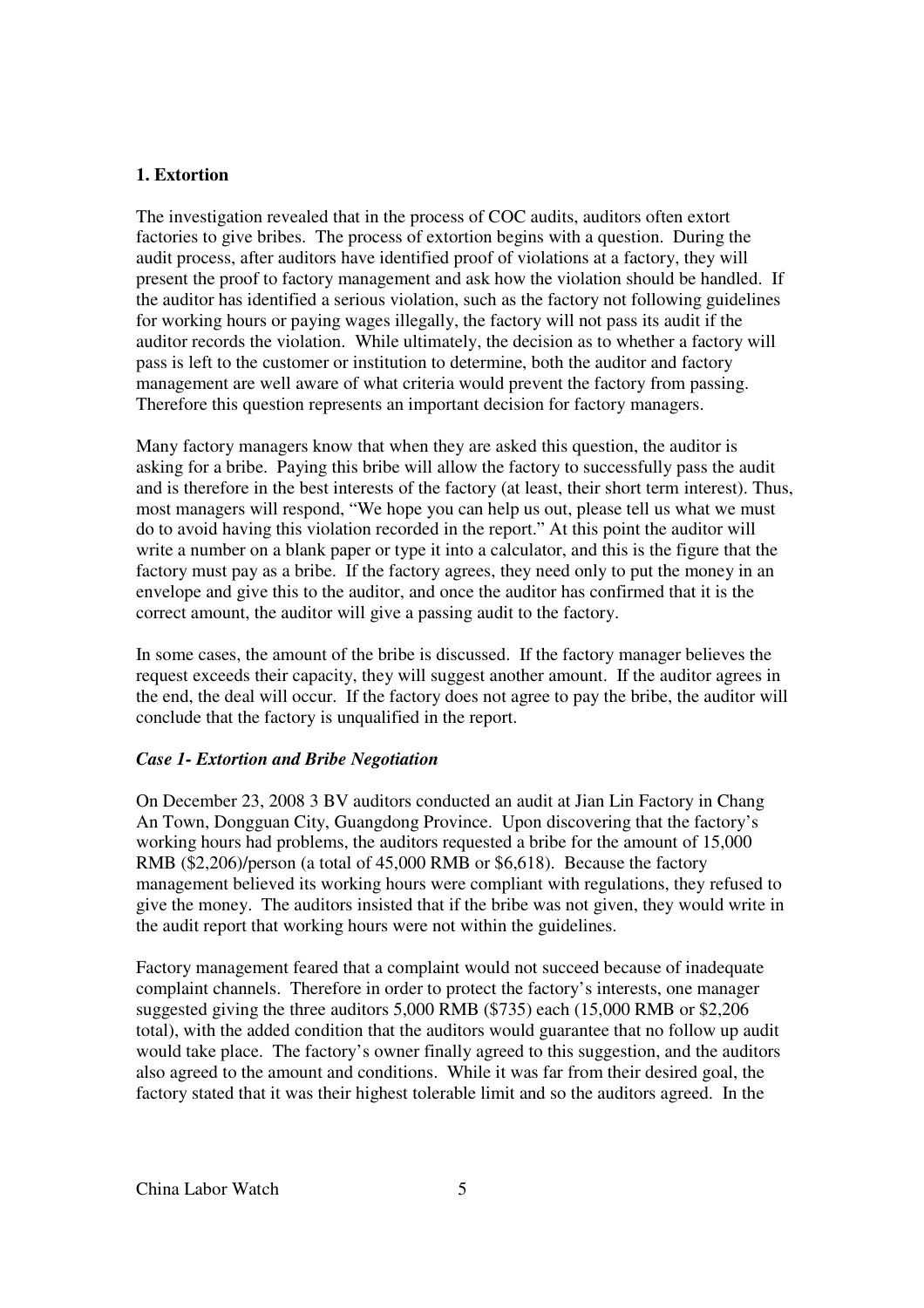### 1. Extortion

The investigation revealed that in the process of COC audits, auditors often extort factories to give bribes. The process of extortion begins with a question. During the audit process, after auditors have identified proof of violations at a factory, they will present the proof to factory management and ask how the violation should be handled. If the auditor has identified a serious violation, such as the factory not following guidelines for working hours or paying wages illegally, the factory will not pass its audit if the auditor records the violation. While ultimately, the decision as to whether a factory will pass is left to the customer or institution to determine, both the auditor and factory management are well aware of what criteria would prevent the factory from passing. Therefore this question represents an important decision for factory managers.

Many factory managers know that when they are asked this question, the auditor is asking for a bribe. Paying this bribe will allow the factory to successfully pass the audit and is therefore in the best interests of the factory (at least, their short term interest). Thus, most managers will respond, "We hope you can help us out, please tell us what we must do to avoid having this violation recorded in the report." At this point the auditor will write a number on a blank paper or type it into a calculator, and this is the figure that the factory must pay as a bribe. If the factory agrees, they need only to put the money in an envelope and give this to the auditor, and once the auditor has confirmed that it is the correct amount, the auditor will give a passing audit to the factory.

In some cases, the amount of the bribe is discussed. If the factory manager believes the request exceeds their capacity, they will suggest another amount. If the auditor agrees in the end, the deal will occur. If the factory does not agree to pay the bribe, the auditor will conclude that the factory is unqualified in the report.

#### *Case 1- Extortion and Bribe Negotiation*

On December 23, 2008 3 BV auditors conducted an audit at Jian Lin Factory in Chang An Town, Dongguan City, Guangdong Province. Upon discovering that the factory's working hours had problems, the auditors requested a bribe for the amount of 15,000 RMB ($2,206)/person (a total of 45,000 RMB or $6,618). Because the factory management believed its working hours were compliant with regulations, they refused to give the money. The auditors insisted that if the bribe was not given, they would write in the audit report that working hours were not within the guidelines.

Factory management feared that a complaint would not succeed because of inadequate complaint channels. Therefore in order to protect the factory's interests, one manager suggested giving the three auditors 5,000 RMB ($735) each (15,000 RMB or $2,206 total), with the added condition that the auditors would guarantee that no follow up audit would take place. The factory's owner finally agreed to this suggestion, and the auditors also agreed to the amount and conditions. While it was far from their desired goal, the factory stated that it was their highest tolerable limit and so the auditors agreed. In the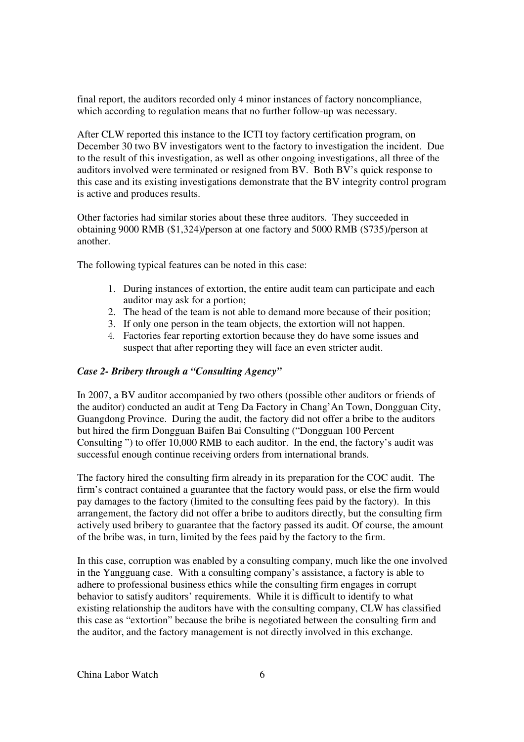final report, the auditors recorded only 4 minor instances of factory noncompliance, which according to regulation means that no further follow-up was necessary.

After CLW reported this instance to the ICTI toy factory certification program, on December 30 two BV investigators went to the factory to investigation the incident. Due to the result of this investigation, as well as other ongoing investigations, all three of the auditors involved were terminated or resigned from BV. Both BV's quick response to this case and its existing investigations demonstrate that the BV integrity control program is active and produces results.

Other factories had similar stories about these three auditors. They succeeded in obtaining 9000 RMB ($1,324)/person at one factory and 5000 RMB ($735)/person at another.

The following typical features can be noted in this case:

1. During instances of extortion, the entire audit team can participate and each auditor may ask for a portion;
2. The head of the team is not able to demand more because of their position;
3. If only one person in the team objects, the extortion will not happen.
4. Factories fear reporting extortion because they do have some issues and suspect that after reporting they will face an even stricter audit.

***Case 2- Bribery through a "Consulting Agency"***

In 2007, a BV auditor accompanied by two others (possible other auditors or friends of the auditor) conducted an audit at Teng Da Factory in Chang'An Town, Dongguan City, Guangdong Province. During the audit, the factory did not offer a bribe to the auditors but hired the firm Dongguan Baifen Bai Consulting ("Dongguan 100 Percent Consulting ") to offer 10,000 RMB to each auditor. In the end, the factory's audit was successful enough continue receiving orders from international brands.

The factory hired the consulting firm already in its preparation for the COC audit. The firm's contract contained a guarantee that the factory would pass, or else the firm would pay damages to the factory (limited to the consulting fees paid by the factory). In this arrangement, the factory did not offer a bribe to auditors directly, but the consulting firm actively used bribery to guarantee that the factory passed its audit. Of course, the amount of the bribe was, in turn, limited by the fees paid by the factory to the firm.

In this case, corruption was enabled by a consulting company, much like the one involved in the Yangguang case. With a consulting company's assistance, a factory is able to adhere to professional business ethics while the consulting firm engages in corrupt behavior to satisfy auditors' requirements. While it is difficult to identify to what existing relationship the auditors have with the consulting company, CLW has classified this case as "extortion" because the bribe is negotiated between the consulting firm and the auditor, and the factory management is not directly involved in this exchange.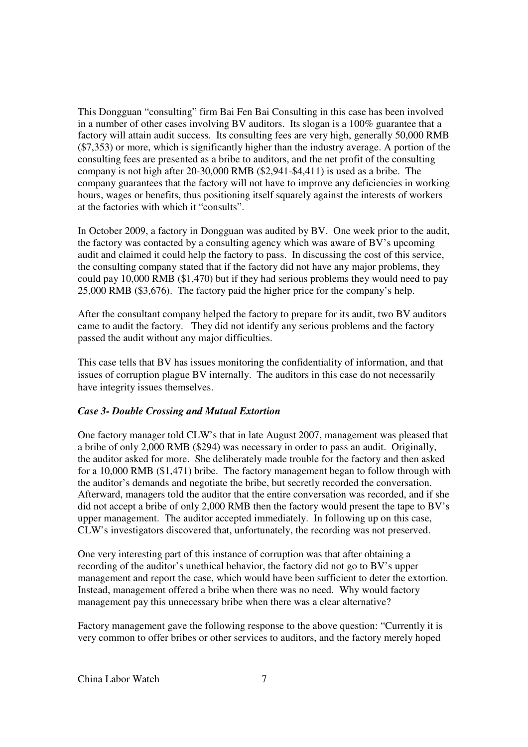This Dongguan "consulting" firm Bai Fen Bai Consulting in this case has been involved in a number of other cases involving BV auditors. Its slogan is a 100% guarantee that a factory will attain audit success. Its consulting fees are very high, generally 50,000 RMB ($7,353) or more, which is significantly higher than the industry average. A portion of the consulting fees are presented as a bribe to auditors, and the net profit of the consulting company is not high after 20-30,000 RMB ($2,941-$4,411) is used as a bribe. The company guarantees that the factory will not have to improve any deficiencies in working hours, wages or benefits, thus positioning itself squarely against the interests of workers at the factories with which it "consults".

In October 2009, a factory in Dongguan was audited by BV. One week prior to the audit, the factory was contacted by a consulting agency which was aware of BV's upcoming audit and claimed it could help the factory to pass. In discussing the cost of this service, the consulting company stated that if the factory did not have any major problems, they could pay 10,000 RMB ($1,470) but if they had serious problems they would need to pay 25,000 RMB ($3,676). The factory paid the higher price for the company's help.

After the consultant company helped the factory to prepare for its audit, two BV auditors came to audit the factory. They did not identify any serious problems and the factory passed the audit without any major difficulties.

This case tells that BV has issues monitoring the confidentiality of information, and that issues of corruption plague BV internally. The auditors in this case do not necessarily have integrity issues themselves.

### *Case 3- Double Crossing and Mutual Extortion*

One factory manager told CLW's that in late August 2007, management was pleased that a bribe of only 2,000 RMB ($294) was necessary in order to pass an audit. Originally, the auditor asked for more. She deliberately made trouble for the factory and then asked for a 10,000 RMB ($1,471) bribe. The factory management began to follow through with the auditor's demands and negotiate the bribe, but secretly recorded the conversation. Afterward, managers told the auditor that the entire conversation was recorded, and if she did not accept a bribe of only 2,000 RMB then the factory would present the tape to BV's upper management. The auditor accepted immediately. In following up on this case, CLW's investigators discovered that, unfortunately, the recording was not preserved.

One very interesting part of this instance of corruption was that after obtaining a recording of the auditor's unethical behavior, the factory did not go to BV's upper management and report the case, which would have been sufficient to deter the extortion. Instead, management offered a bribe when there was no need. Why would factory management pay this unnecessary bribe when there was a clear alternative?

Factory management gave the following response to the above question: "Currently it is very common to offer bribes or other services to auditors, and the factory merely hoped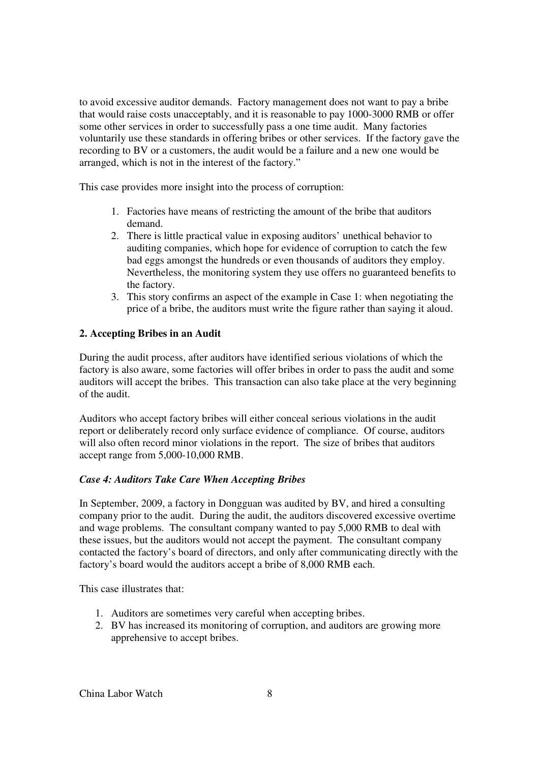to avoid excessive auditor demands. Factory management does not want to pay a bribe that would raise costs unacceptably, and it is reasonable to pay 1000-3000 RMB or offer some other services in order to successfully pass a one time audit. Many factories voluntarily use these standards in offering bribes or other services. If the factory gave the recording to BV or a customers, the audit would be a failure and a new one would be arranged, which is not in the interest of the factory."

This case provides more insight into the process of corruption:

1. Factories have means of restricting the amount of the bribe that auditors demand.
2. There is little practical value in exposing auditors' unethical behavior to auditing companies, which hope for evidence of corruption to catch the few bad eggs amongst the hundreds or even thousands of auditors they employ. Nevertheless, the monitoring system they use offers no guaranteed benefits to the factory.
3. This story confirms an aspect of the example in Case 1: when negotiating the price of a bribe, the auditors must write the figure rather than saying it aloud.

## 2. Accepting Bribes in an Audit

During the audit process, after auditors have identified serious violations of which the factory is also aware, some factories will offer bribes in order to pass the audit and some auditors will accept the bribes. This transaction can also take place at the very beginning of the audit.

Auditors who accept factory bribes will either conceal serious violations in the audit report or deliberately record only surface evidence of compliance. Of course, auditors will also often record minor violations in the report. The size of bribes that auditors accept range from 5,000-10,000 RMB.

### *Case 4: Auditors Take Care When Accepting Bribes*

In September, 2009, a factory in Dongguan was audited by BV, and hired a consulting company prior to the audit. During the audit, the auditors discovered excessive overtime and wage problems. The consultant company wanted to pay 5,000 RMB to deal with these issues, but the auditors would not accept the payment. The consultant company contacted the factory's board of directors, and only after communicating directly with the factory's board would the auditors accept a bribe of 8,000 RMB each.

This case illustrates that:

1. Auditors are sometimes very careful when accepting bribes.
2. BV has increased its monitoring of corruption, and auditors are growing more apprehensive to accept bribes.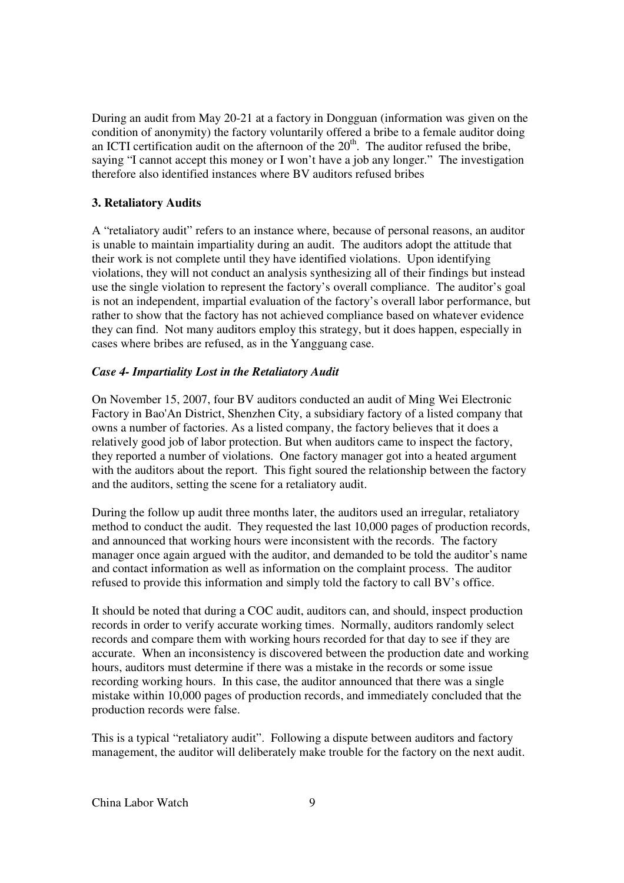During an audit from May 20-21 at a factory in Dongguan (information was given on the condition of anonymity) the factory voluntarily offered a bribe to a female auditor doing an ICTI certification audit on the afternoon of the 20th. The auditor refused the bribe, saying "I cannot accept this money or I won't have a job any longer." The investigation therefore also identified instances where BV auditors refused bribes

### 3. Retaliatory Audits

A "retaliatory audit" refers to an instance where, because of personal reasons, an auditor is unable to maintain impartiality during an audit. The auditors adopt the attitude that their work is not complete until they have identified violations. Upon identifying violations, they will not conduct an analysis synthesizing all of their findings but instead use the single violation to represent the factory's overall compliance. The auditor's goal is not an independent, impartial evaluation of the factory's overall labor performance, but rather to show that the factory has not achieved compliance based on whatever evidence they can find. Not many auditors employ this strategy, but it does happen, especially in cases where bribes are refused, as in the Yangguang case.

#### *Case 4- Impartiality Lost in the Retaliatory Audit*

On November 15, 2007, four BV auditors conducted an audit of Ming Wei Electronic Factory in Bao'An District, Shenzhen City, a subsidiary factory of a listed company that owns a number of factories. As a listed company, the factory believes that it does a relatively good job of labor protection. But when auditors came to inspect the factory, they reported a number of violations. One factory manager got into a heated argument with the auditors about the report. This fight soured the relationship between the factory and the auditors, setting the scene for a retaliatory audit.

During the follow up audit three months later, the auditors used an irregular, retaliatory method to conduct the audit. They requested the last 10,000 pages of production records, and announced that working hours were inconsistent with the records. The factory manager once again argued with the auditor, and demanded to be told the auditor's name and contact information as well as information on the complaint process. The auditor refused to provide this information and simply told the factory to call BV's office.

It should be noted that during a COC audit, auditors can, and should, inspect production records in order to verify accurate working times. Normally, auditors randomly select records and compare them with working hours recorded for that day to see if they are accurate. When an inconsistency is discovered between the production date and working hours, auditors must determine if there was a mistake in the records or some issue recording working hours. In this case, the auditor announced that there was a single mistake within 10,000 pages of production records, and immediately concluded that the production records were false.

This is a typical "retaliatory audit". Following a dispute between auditors and factory management, the auditor will deliberately make trouble for the factory on the next audit.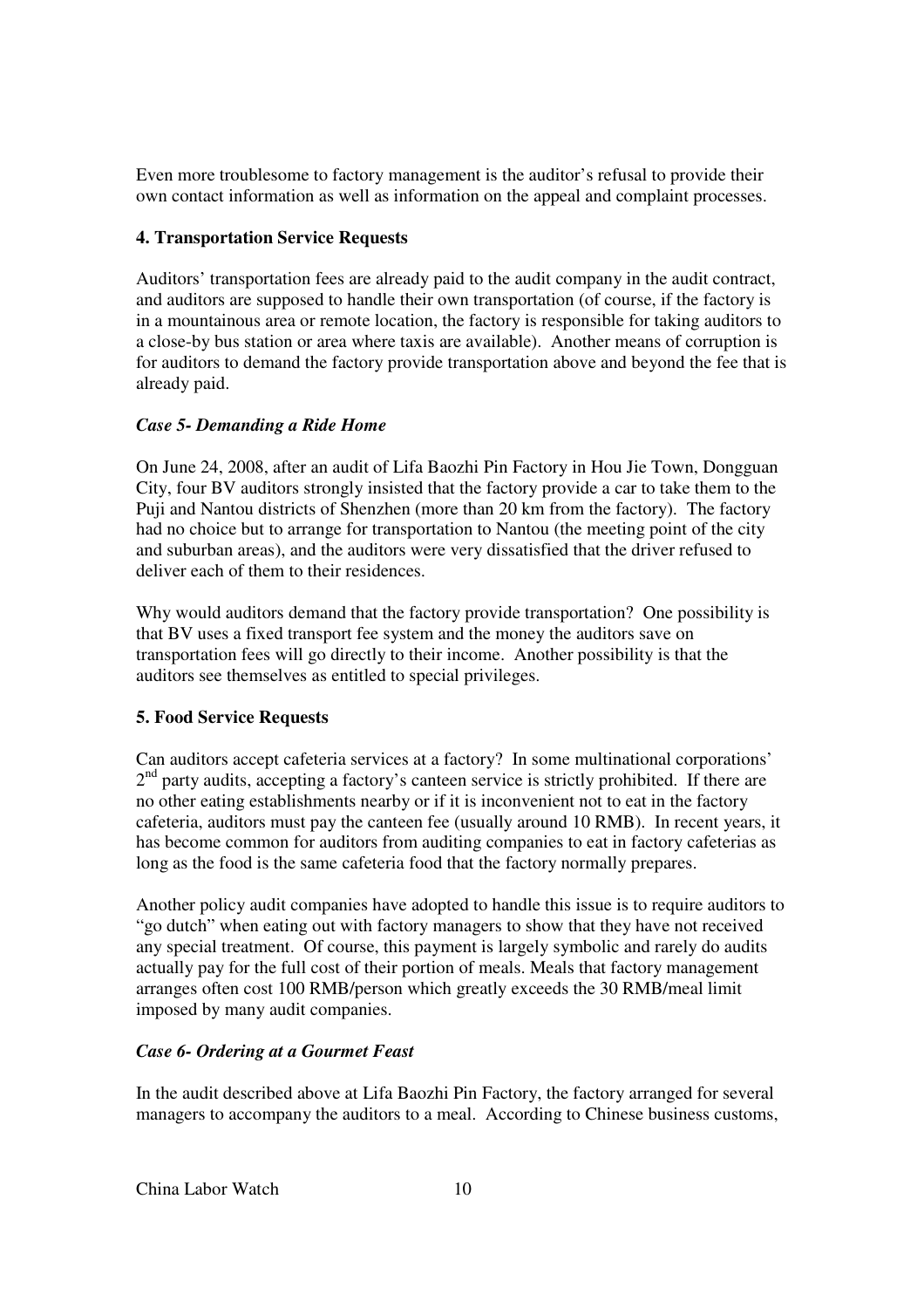Even more troublesome to factory management is the auditor's refusal to provide their own contact information as well as information on the appeal and complaint processes.

### 4. Transportation Service Requests

Auditors' transportation fees are already paid to the audit company in the audit contract, and auditors are supposed to handle their own transportation (of course, if the factory is in a mountainous area or remote location, the factory is responsible for taking auditors to a close-by bus station or area where taxis are available). Another means of corruption is for auditors to demand the factory provide transportation above and beyond the fee that is already paid.

#### *Case 5- Demanding a Ride Home*

On June 24, 2008, after an audit of Lifa Baozhi Pin Factory in Hou Jie Town, Dongguan City, four BV auditors strongly insisted that the factory provide a car to take them to the Puji and Nantou districts of Shenzhen (more than 20 km from the factory). The factory had no choice but to arrange for transportation to Nantou (the meeting point of the city and suburban areas), and the auditors were very dissatisfied that the driver refused to deliver each of them to their residences.

Why would auditors demand that the factory provide transportation? One possibility is that BV uses a fixed transport fee system and the money the auditors save on transportation fees will go directly to their income. Another possibility is that the auditors see themselves as entitled to special privileges.

### 5. Food Service Requests

Can auditors accept cafeteria services at a factory? In some multinational corporations' 2nd party audits, accepting a factory's canteen service is strictly prohibited. If there are no other eating establishments nearby or if it is inconvenient not to eat in the factory cafeteria, auditors must pay the canteen fee (usually around 10 RMB). In recent years, it has become common for auditors from auditing companies to eat in factory cafeterias as long as the food is the same cafeteria food that the factory normally prepares.

Another policy audit companies have adopted to handle this issue is to require auditors to "go dutch" when eating out with factory managers to show that they have not received any special treatment. Of course, this payment is largely symbolic and rarely do audits actually pay for the full cost of their portion of meals. Meals that factory management arranges often cost 100 RMB/person which greatly exceeds the 30 RMB/meal limit imposed by many audit companies.

#### *Case 6- Ordering at a Gourmet Feast*

In the audit described above at Lifa Baozhi Pin Factory, the factory arranged for several managers to accompany the auditors to a meal. According to Chinese business customs,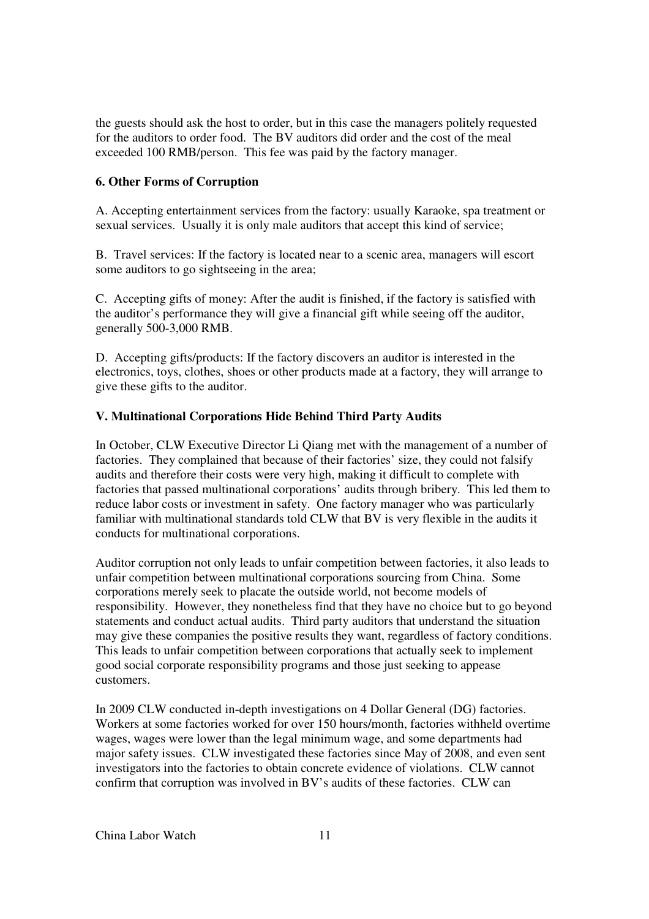the guests should ask the host to order, but in this case the managers politely requested for the auditors to order food. The BV auditors did order and the cost of the meal exceeded 100 RMB/person. This fee was paid by the factory manager.

### 6. Other Forms of Corruption

A. Accepting entertainment services from the factory: usually Karaoke, spa treatment or sexual services. Usually it is only male auditors that accept this kind of service;

B. Travel services: If the factory is located near to a scenic area, managers will escort some auditors to go sightseeing in the area;

C. Accepting gifts of money: After the audit is finished, if the factory is satisfied with the auditor's performance they will give a financial gift while seeing off the auditor, generally 500-3,000 RMB.

D. Accepting gifts/products: If the factory discovers an auditor is interested in the electronics, toys, clothes, shoes or other products made at a factory, they will arrange to give these gifts to the auditor.

## V. Multinational Corporations Hide Behind Third Party Audits

In October, CLW Executive Director Li Qiang met with the management of a number of factories. They complained that because of their factories' size, they could not falsify audits and therefore their costs were very high, making it difficult to complete with factories that passed multinational corporations' audits through bribery. This led them to reduce labor costs or investment in safety. One factory manager who was particularly familiar with multinational standards told CLW that BV is very flexible in the audits it conducts for multinational corporations.

Auditor corruption not only leads to unfair competition between factories, it also leads to unfair competition between multinational corporations sourcing from China. Some corporations merely seek to placate the outside world, not become models of responsibility. However, they nonetheless find that they have no choice but to go beyond statements and conduct actual audits. Third party auditors that understand the situation may give these companies the positive results they want, regardless of factory conditions. This leads to unfair competition between corporations that actually seek to implement good social corporate responsibility programs and those just seeking to appease customers.

In 2009 CLW conducted in-depth investigations on 4 Dollar General (DG) factories. Workers at some factories worked for over 150 hours/month, factories withheld overtime wages, wages were lower than the legal minimum wage, and some departments had major safety issues. CLW investigated these factories since May of 2008, and even sent investigators into the factories to obtain concrete evidence of violations. CLW cannot confirm that corruption was involved in BV's audits of these factories. CLW can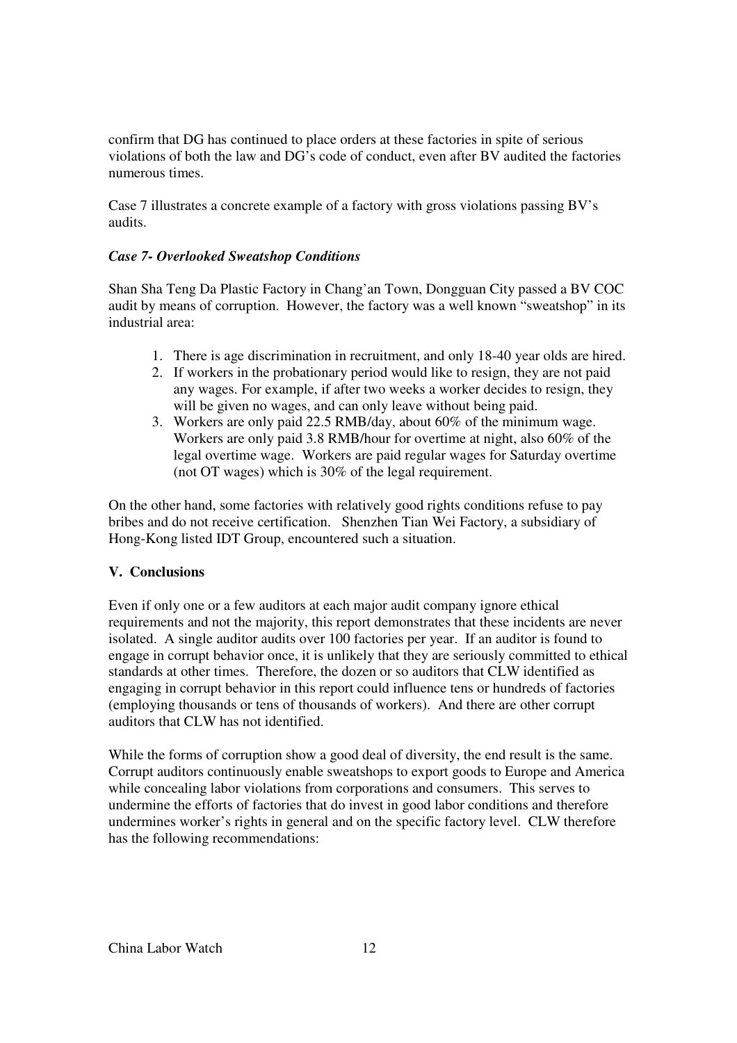confirm that DG has continued to place orders at these factories in spite of serious violations of both the law and DG's code of conduct, even after BV audited the factories numerous times.

Case 7 illustrates a concrete example of a factory with gross violations passing BV's audits.

### *Case 7- Overlooked Sweatshop Conditions*

Shan Sha Teng Da Plastic Factory in Chang'an Town, Dongguan City passed a BV COC audit by means of corruption. However, the factory was a well known "sweatshop" in its industrial area:

1. There is age discrimination in recruitment, and only 18-40 year olds are hired.
2. If workers in the probationary period would like to resign, they are not paid any wages. For example, if after two weeks a worker decides to resign, they will be given no wages, and can only leave without being paid.
3. Workers are only paid 22.5 RMB/day, about 60% of the minimum wage. Workers are only paid 3.8 RMB/hour for overtime at night, also 60% of the legal overtime wage. Workers are paid regular wages for Saturday overtime (not OT wages) which is 30% of the legal requirement.

On the other hand, some factories with relatively good rights conditions refuse to pay bribes and do not receive certification. Shenzhen Tian Wei Factory, a subsidiary of Hong-Kong listed IDT Group, encountered such a situation.

## V. Conclusions

Even if only one or a few auditors at each major audit company ignore ethical requirements and not the majority, this report demonstrates that these incidents are never isolated. A single auditor audits over 100 factories per year. If an auditor is found to engage in corrupt behavior once, it is unlikely that they are seriously committed to ethical standards at other times. Therefore, the dozen or so auditors that CLW identified as engaging in corrupt behavior in this report could influence tens or hundreds of factories (employing thousands or tens of thousands of workers). And there are other corrupt auditors that CLW has not identified.

While the forms of corruption show a good deal of diversity, the end result is the same. Corrupt auditors continuously enable sweatshops to export goods to Europe and America while concealing labor violations from corporations and consumers. This serves to undermine the efforts of factories that do invest in good labor conditions and therefore undermines worker's rights in general and on the specific factory level. CLW therefore has the following recommendations: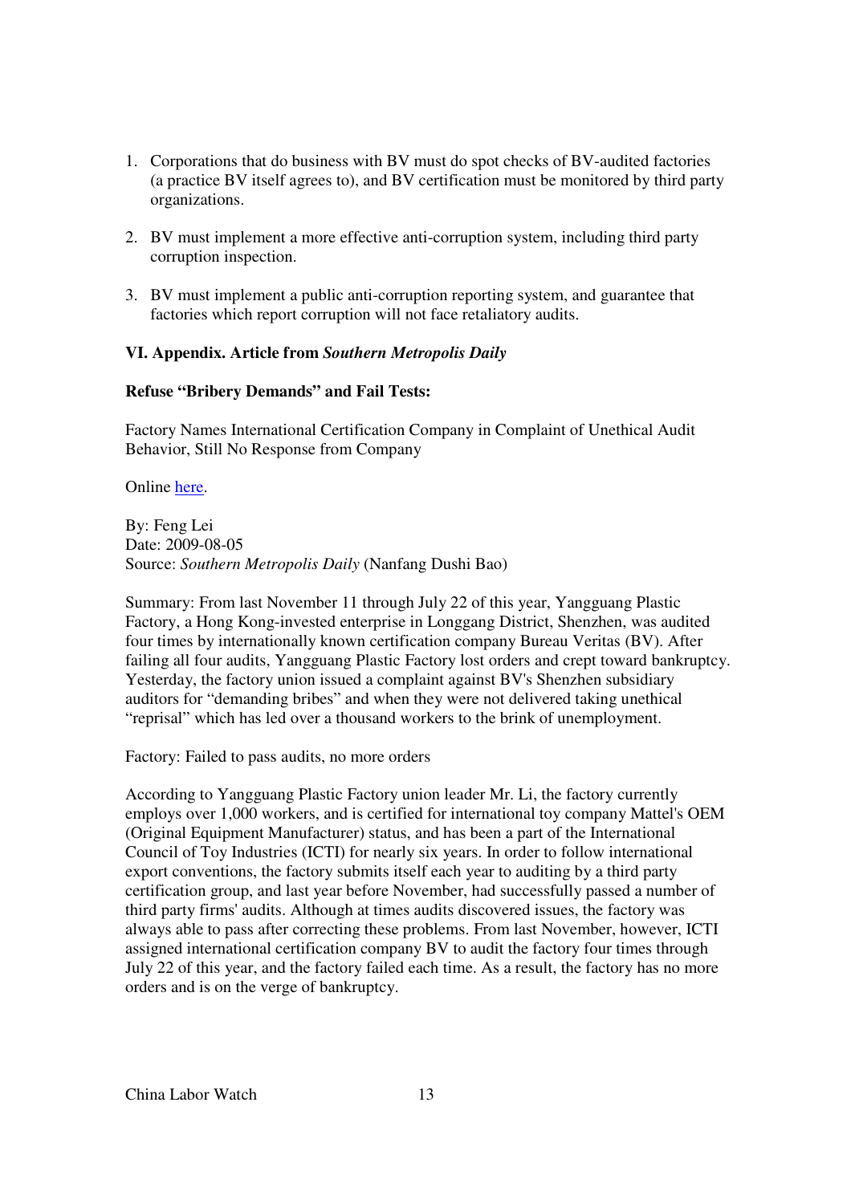1. Corporations that do business with BV must do spot checks of BV-audited factories (a practice BV itself agrees to), and BV certification must be monitored by third party organizations.

2. BV must implement a more effective anti-corruption system, including third party corruption inspection.

3. BV must implement a public anti-corruption reporting system, and guarantee that factories which report corruption will not face retaliatory audits.

## VI. Appendix. Article from *Southern Metropolis Daily*

**Refuse "Bribery Demands" and Fail Tests:**

Factory Names International Certification Company in Complaint of Unethical Audit Behavior, Still No Response from Company

Online here.

By: Feng Lei
Date: 2009-08-05
Source: *Southern Metropolis Daily* (Nanfang Dushi Bao)

Summary: From last November 11 through July 22 of this year, Yangguang Plastic Factory, a Hong Kong-invested enterprise in Longgang District, Shenzhen, was audited four times by internationally known certification company Bureau Veritas (BV). After failing all four audits, Yangguang Plastic Factory lost orders and crept toward bankruptcy. Yesterday, the factory union issued a complaint against BV's Shenzhen subsidiary auditors for "demanding bribes" and when they were not delivered taking unethical "reprisal" which has led over a thousand workers to the brink of unemployment.

Factory: Failed to pass audits, no more orders

According to Yangguang Plastic Factory union leader Mr. Li, the factory currently employs over 1,000 workers, and is certified for international toy company Mattel's OEM (Original Equipment Manufacturer) status, and has been a part of the International Council of Toy Industries (ICTI) for nearly six years. In order to follow international export conventions, the factory submits itself each year to auditing by a third party certification group, and last year before November, had successfully passed a number of third party firms' audits. Although at times audits discovered issues, the factory was always able to pass after correcting these problems. From last November, however, ICTI assigned international certification company BV to audit the factory four times through July 22 of this year, and the factory failed each time. As a result, the factory has no more orders and is on the verge of bankruptcy.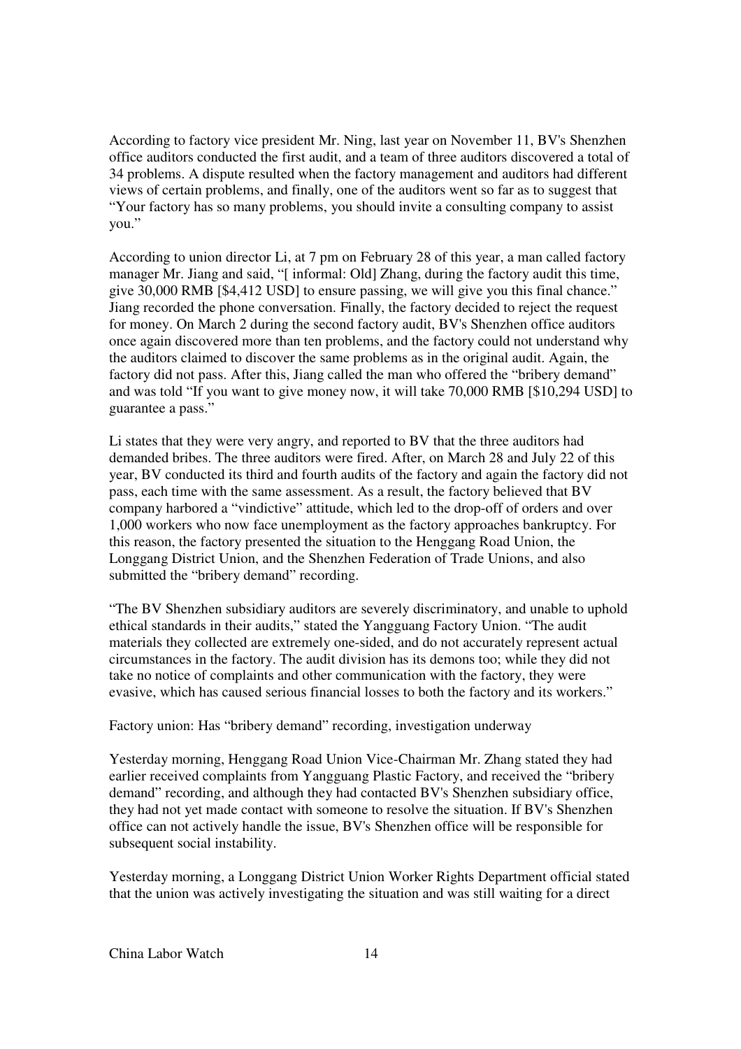According to factory vice president Mr. Ning, last year on November 11, BV's Shenzhen office auditors conducted the first audit, and a team of three auditors discovered a total of 34 problems. A dispute resulted when the factory management and auditors had different views of certain problems, and finally, one of the auditors went so far as to suggest that "Your factory has so many problems, you should invite a consulting company to assist you."

According to union director Li, at 7 pm on February 28 of this year, a man called factory manager Mr. Jiang and said, "[ informal: Old] Zhang, during the factory audit this time, give 30,000 RMB [$4,412 USD] to ensure passing, we will give you this final chance." Jiang recorded the phone conversation. Finally, the factory decided to reject the request for money. On March 2 during the second factory audit, BV's Shenzhen office auditors once again discovered more than ten problems, and the factory could not understand why the auditors claimed to discover the same problems as in the original audit. Again, the factory did not pass. After this, Jiang called the man who offered the "bribery demand" and was told "If you want to give money now, it will take 70,000 RMB [$10,294 USD] to guarantee a pass."

Li states that they were very angry, and reported to BV that the three auditors had demanded bribes. The three auditors were fired. After, on March 28 and July 22 of this year, BV conducted its third and fourth audits of the factory and again the factory did not pass, each time with the same assessment. As a result, the factory believed that BV company harbored a "vindictive" attitude, which led to the drop-off of orders and over 1,000 workers who now face unemployment as the factory approaches bankruptcy. For this reason, the factory presented the situation to the Henggang Road Union, the Longgang District Union, and the Shenzhen Federation of Trade Unions, and also submitted the "bribery demand" recording.

"The BV Shenzhen subsidiary auditors are severely discriminatory, and unable to uphold ethical standards in their audits," stated the Yangguang Factory Union. "The audit materials they collected are extremely one-sided, and do not accurately represent actual circumstances in the factory. The audit division has its demons too; while they did not take no notice of complaints and other communication with the factory, they were evasive, which has caused serious financial losses to both the factory and its workers."

Factory union: Has "bribery demand" recording, investigation underway

Yesterday morning, Henggang Road Union Vice-Chairman Mr. Zhang stated they had earlier received complaints from Yangguang Plastic Factory, and received the "bribery demand" recording, and although they had contacted BV's Shenzhen subsidiary office, they had not yet made contact with someone to resolve the situation. If BV's Shenzhen office can not actively handle the issue, BV's Shenzhen office will be responsible for subsequent social instability.

Yesterday morning, a Longgang District Union Worker Rights Department official stated that the union was actively investigating the situation and was still waiting for a direct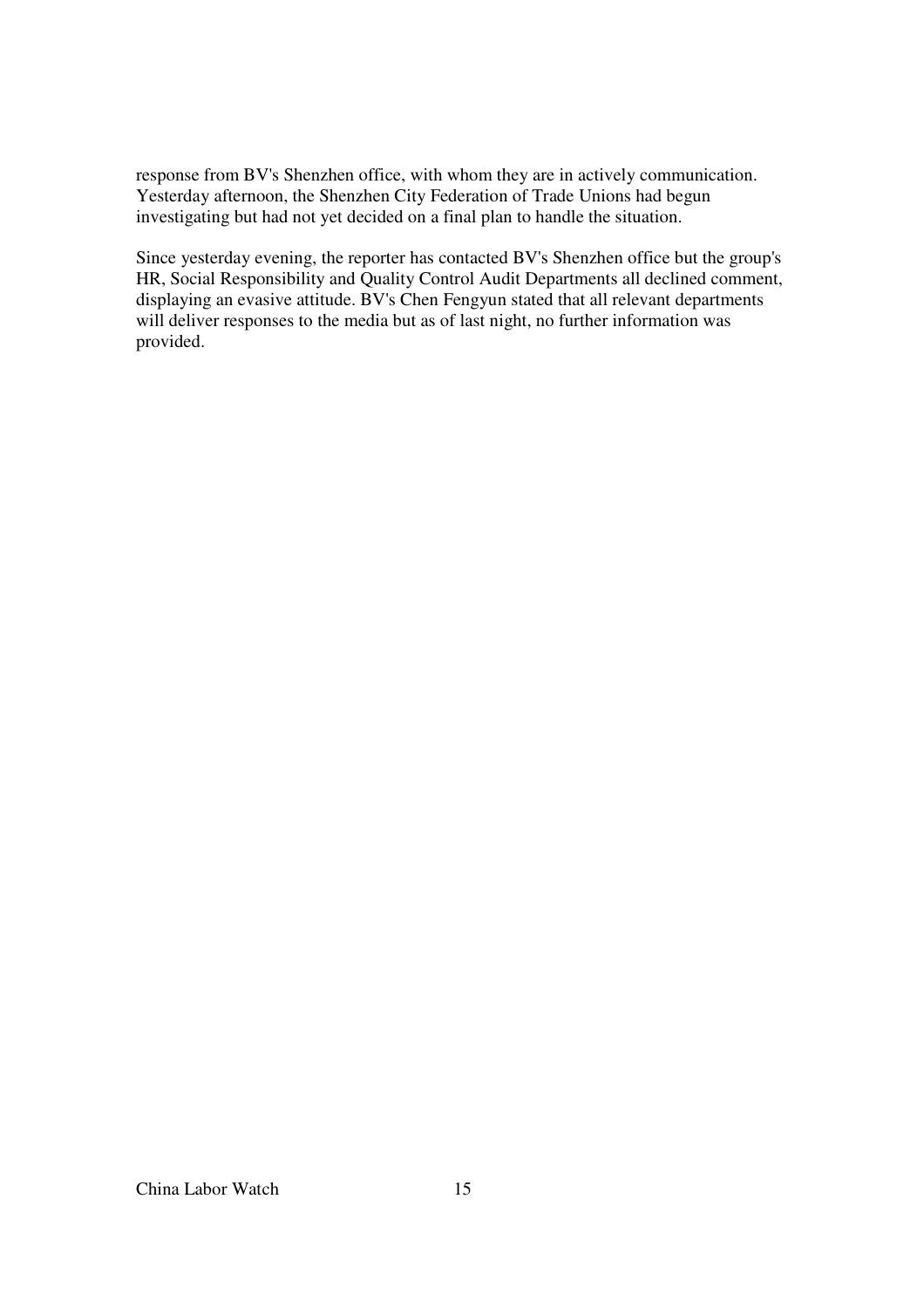response from BV's Shenzhen office, with whom they are in actively communication. Yesterday afternoon, the Shenzhen City Federation of Trade Unions had begun investigating but had not yet decided on a final plan to handle the situation.

Since yesterday evening, the reporter has contacted BV's Shenzhen office but the group's HR, Social Responsibility and Quality Control Audit Departments all declined comment, displaying an evasive attitude. BV's Chen Fengyun stated that all relevant departments will deliver responses to the media but as of last night, no further information was provided.